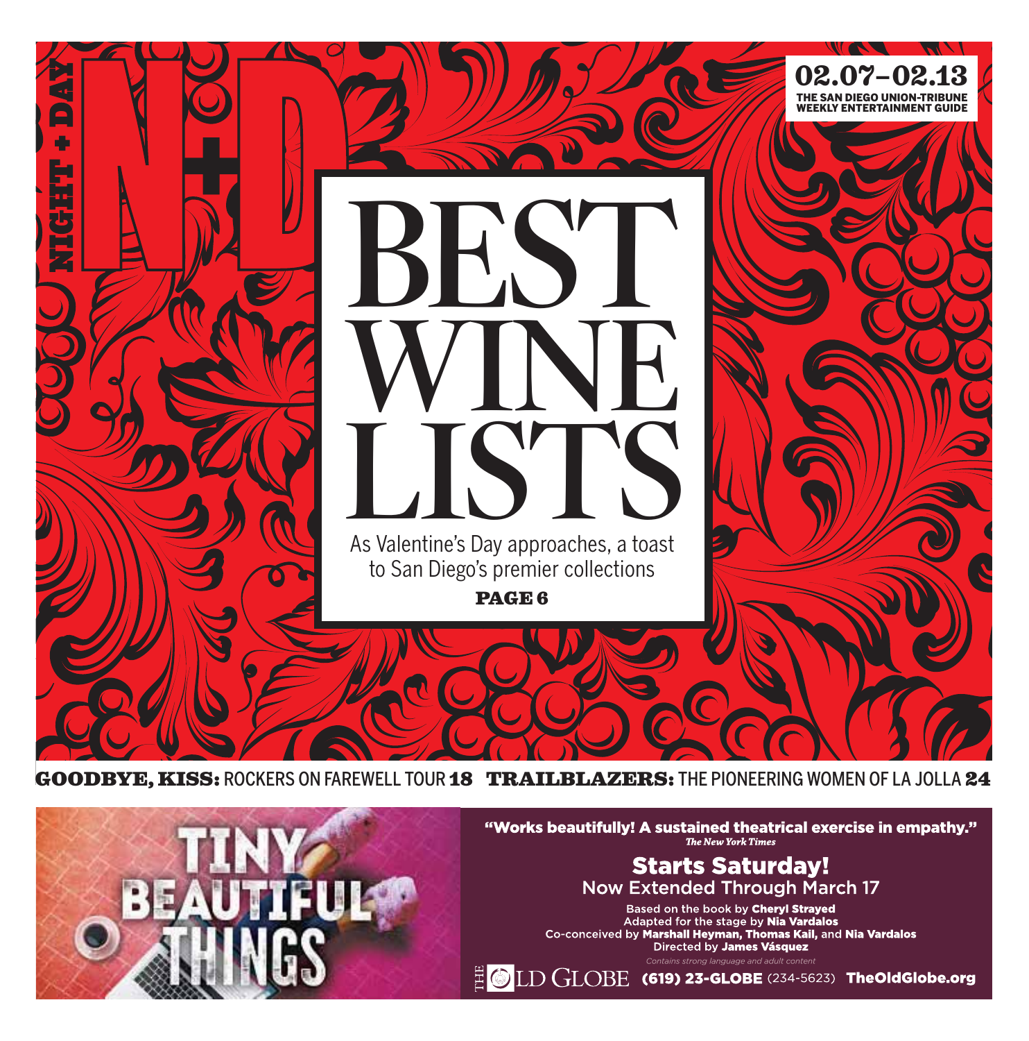# N+D

NIGHT + DAY

02.07–02.13

THE SAN DIEGO UNION-TRIBUNE WEEKLY ENTERTAINMENT GUIDE

# BEST WINE LISTS

As Valentine's Day approaches, a toast to San Diego's premier collections

**PAGE 6**

**GOODBYE, KISS:** ROCKERS ON FAREWELL TOUR **18** **TRAILBLAZERS:** THE PIONEERING WOMEN OF LA JOLLA **24**

TINY BEAUTIFUL THINGS

**"Works beautifully! A sustained theatrical exercise in empathy."**
*The New York Times*

**Starts Saturday!**
Now Extended Through March 17

Based on the book by **Cheryl Strayed**
Adapted for the stage by **Nia Vardalos**
Co-conceived by **Marshall Heyman, Thomas Kail,** and **Nia Vardalos**
Directed by **James Vásquez**

*Contains strong language and adult content*

THE OLD GLOBE **(619) 23-GLOBE** (234-5623) **TheOldGlobe.org**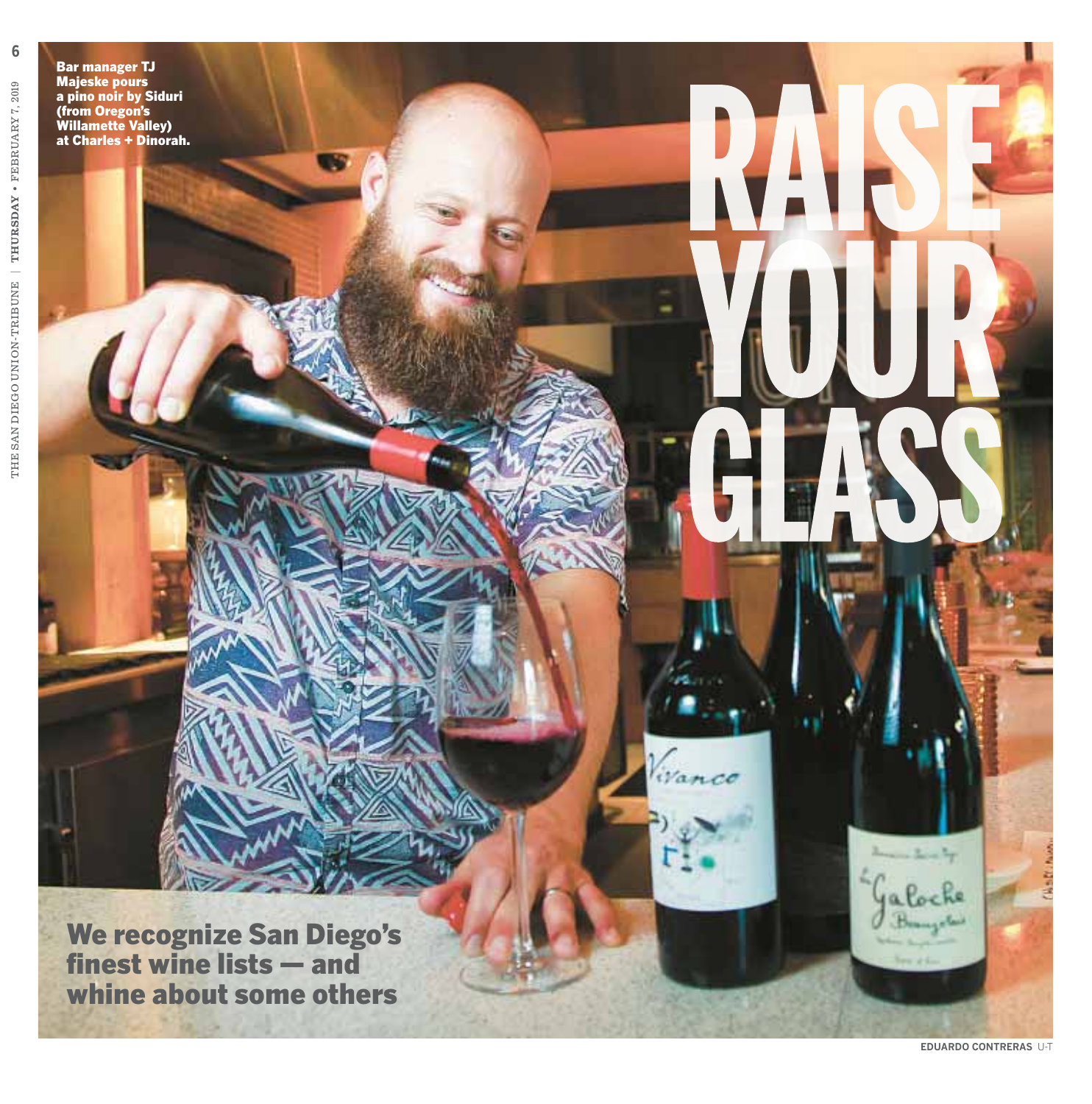Bar manager TJ Majeske pours a pino noir by Siduri (from Oregon's Willamette Valley) at Charles + Dinorah.

# RAISE YOUR GLASS

## We recognize San Diego's finest wine lists — and whine about some others

EDUARDO CONTRERAS U-T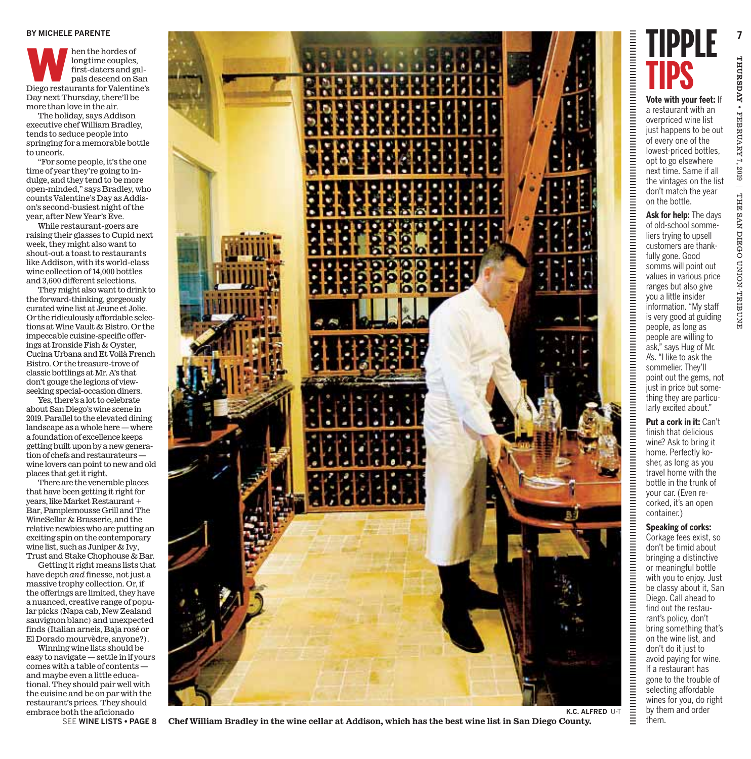BY MICHELE PARENTE

When the hordes of longtime couples, first-daters and gal-pals descend on San Diego restaurants for Valentine's Day next Thursday, there'll be more than love in the air.

The holiday, says Addison executive chef William Bradley, tends to seduce people into springing for a memorable bottle to uncork.

"For some people, it's the one time of year they're going to indulge, and they tend to be more open-minded," says Bradley, who counts Valentine's Day as Addison's second-busiest night of the year, after New Year's Eve.

While restaurant-goers are raising their glasses to Cupid next week, they might also want to shout-out a toast to restaurants like Addison, with its world-class wine collection of 14,000 bottles and 3,600 different selections.

They might also want to drink to the forward-thinking, gorgeously curated wine list at Jeune et Jolie. Or the ridiculously affordable selections at Wine Vault & Bistro. Or the impeccable cuisine-specific offerings at Ironside Fish & Oyster, Cucina Urbana and Et Voilà French Bistro. Or the treasure-trove of classic bottlings at Mr. A's that don't gouge the legions of view-seeking special-occasion diners.

Yes, there's a lot to celebrate about San Diego's wine scene in 2019. Parallel to the elevated dining landscape as a whole here — where a foundation of excellence keeps getting built upon by a new generation of chefs and restaurateurs — wine lovers can point to new and old places that get it right.

There are the venerable places that have been getting it right for years, like Market Restaurant + Bar, Pamplemousse Grill and The WineSellar & Brasserie, and the relative newbies who are putting an exciting spin on the contemporary wine list, such as Juniper & Ivy, Trust and Stake Chophouse & Bar.

Getting it right means lists that have depth *and* finesse, not just a massive trophy collection. Or, if the offerings are limited, they have a nuanced, creative range of popular picks (Napa cab, New Zealand sauvignon blanc) and unexpected finds (Italian arneis, Baja rosé or El Dorado mourvèdre, anyone?).

Winning wine lists should be easy to navigate — settle in if yours comes with a table of contents — and maybe even a little educational. They should pair well with the cuisine and be on par with the restaurant's prices. They should embrace both the aficionado

SEE **WINE LISTS • PAGE 8**

K.C. ALFRED U-T

**Chef William Bradley in the wine cellar at Addison, which has the best wine list in San Diego County.**

# TIPPLE TIPS

**Vote with your feet:** If a restaurant with an overpriced wine list just happens to be out of every one of the lowest-priced bottles, opt to go elsewhere next time. Same if all the vintages on the list don't match the year on the bottle.

**Ask for help:** The days of old-school sommeliers trying to upsell customers are thankfully gone. Good somms will point out values in various price ranges but also give you a little insider information. "My staff is very good at guiding people, as long as people are willing to ask," says Hug of Mr. A's. "I like to ask the sommelier. They'll point out the gems, not just in price but something they are particularly excited about."

**Put a cork in it:** Can't finish that delicious wine? Ask to bring it home. Perfectly kosher, as long as you travel home with the bottle in the trunk of your car. (Even recorked, it's an open container.)

**Speaking of corks:** Corkage fees exist, so don't be timid about bringing a distinctive or meaningful bottle with you to enjoy. Just be classy about it, San Diego. Call ahead to find out the restaurant's policy, don't bring something that's on the wine list, and don't do it just to avoid paying for wine. If a restaurant has gone to the trouble of selecting affordable wines for you, do right by them and order them.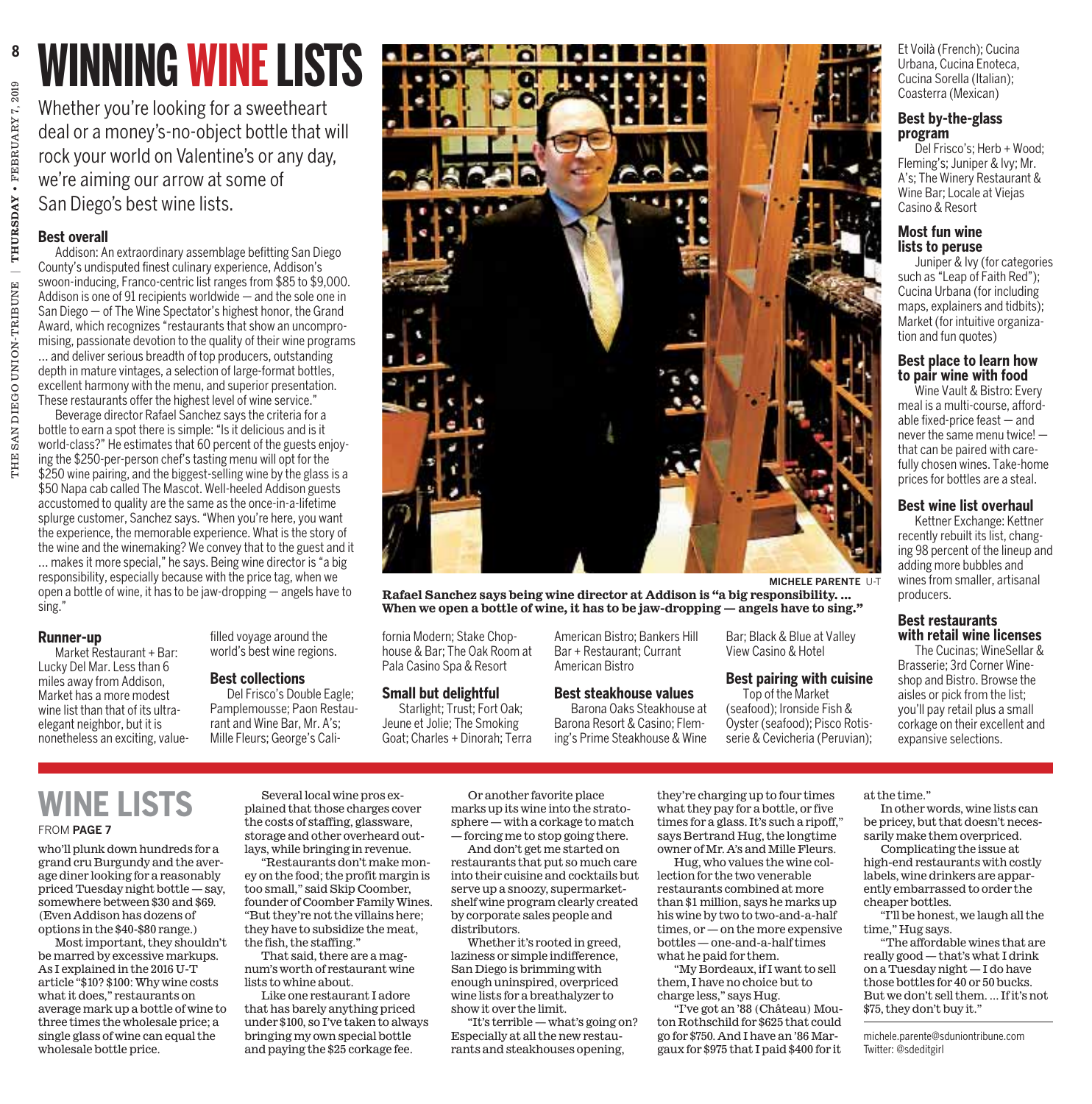# WINNING WINE LISTS

Whether you're looking for a sweetheart deal or a money's-no-object bottle that will rock your world on Valentine's or any day, we're aiming our arrow at some of San Diego's best wine lists.

### Best overall

Addison: An extraordinary assemblage befitting San Diego County's undisputed finest culinary experience, Addison's swoon-inducing, Franco-centric list ranges from $85 to $9,000. Addison is one of 91 recipients worldwide — and the sole one in San Diego — of The Wine Spectator's highest honor, the Grand Award, which recognizes "restaurants that show an uncompromising, passionate devotion to the quality of their wine programs ... and deliver serious breadth of top producers, outstanding depth in mature vintages, a selection of large-format bottles, excellent harmony with the menu, and superior presentation. These restaurants offer the highest level of wine service."

Beverage director Rafael Sanchez says the criteria for a bottle to earn a spot there is simple: "Is it delicious and is it world-class?" He estimates that 60 percent of the guests enjoying the $250-per-person chef's tasting menu will opt for the $250 wine pairing, and the biggest-selling wine by the glass is a $50 Napa cab called The Mascot. Well-heeled Addison guests accustomed to quality are the same as the once-in-a-lifetime splurge customer, Sanchez says. "When you're here, you want the experience, the memorable experience. What is the story of the wine and the winemaking? We convey that to the guest and it ... makes it more special," he says. Being wine director is "a big responsibility, especially because with the price tag, when we open a bottle of wine, it has to be jaw-dropping — angels have to sing."

MICHELE PARENTE U-T

**Rafael Sanchez says being wine director at Addison is "a big responsibility. ... When we open a bottle of wine, it has to be jaw-dropping — angels have to sing."**

### Runner-up

Market Restaurant + Bar: Lucky Del Mar. Less than 6 miles away from Addison, Market has a more modest wine list than that of its ultra-elegant neighbor, but it is nonetheless an exciting, value-filled voyage around the world's best wine regions.

### Best collections

Del Frisco's Double Eagle; Pamplemousse; Paon Restaurant and Wine Bar, Mr. A's; Mille Fleurs; George's California Modern; Stake Chophouse & Bar; The Oak Room at Pala Casino Spa & Resort

### Small but delightful

Starlight; Trust; Fort Oak; Jeune et Jolie; The Smoking Goat; Charles + Dinorah; Terra American Bistro; Bankers Hill Bar + Restaurant; Currant American Bistro

### Best steakhouse values

Barona Oaks Steakhouse at Barona Resort & Casino; Fleming's Prime Steakhouse & Wine Bar; Black & Blue at Valley View Casino & Hotel

### Best pairing with cuisine

Top of the Market (seafood); Ironside Fish & Oyster (seafood); Pisco Rotisserie & Cevicheria (Peruvian); Et Voilà (French); Cucina Urbana, Cucina Enoteca, Cucina Sorella (Italian); Coasterra (Mexican)

### Best by-the-glass program

Del Frisco's; Herb + Wood; Fleming's; Juniper & Ivy; Mr. A's; The Winery Restaurant & Wine Bar; Locale at Viejas Casino & Resort

### Most fun wine lists to peruse

Juniper & Ivy (for categories such as "Leap of Faith Red"); Cucina Urbana (for including maps, explainers and tidbits); Market (for intuitive organization and fun quotes)

### Best place to learn how to pair wine with food

Wine Vault & Bistro: Every meal is a multi-course, affordable fixed-price feast — and never the same menu twice! — that can be paired with carefully chosen wines. Take-home prices for bottles are a steal.

### Best wine list overhaul

Kettner Exchange: Kettner recently rebuilt its list, changing 98 percent of the lineup and adding more bubbles and wines from smaller, artisanal producers.

### Best restaurants with retail wine licenses

The Cucinas; WineSellar & Brasserie; 3rd Corner Wineshop and Bistro. Browse the aisles or pick from the list; you'll pay retail plus a small corkage on their excellent and expansive selections.

---

## WINE LISTS

FROM **PAGE 7**

who'll plunk down hundreds for a grand cru Burgundy and the average diner looking for a reasonably priced Tuesday night bottle — say, somewhere between $30 and $69. (Even Addison has dozens of options in the $40-$80 range.)

Most important, they shouldn't be marred by excessive markups. As I explained in the 2016 U-T article "$10? $100: Why wine costs what it does," restaurants on average mark up a bottle of wine to three times the wholesale price; a single glass of wine can equal the wholesale bottle price.

Several local wine pros explained that those charges cover the costs of staffing, glassware, storage and other overheard outlays, while bringing in revenue.

"Restaurants don't make money on the food; the profit margin is too small," said Skip Coomber, founder of Coomber Family Wines. "But they're not the villains here; they have to subsidize the meat, the fish, the staffing."

That said, there are a magnum's worth of restaurant wine lists to whine about.

Like one restaurant I adore that has barely anything priced under $100, so I've taken to always bringing my own special bottle and paying the $25 corkage fee.

Or another favorite place marks up its wine into the stratosphere — with a corkage to match — forcing me to stop going there.

And don't get me started on restaurants that put so much care into their cuisine and cocktails but serve up a snoozy, supermarket-shelf wine program clearly created by corporate sales people and distributors.

Whether it's rooted in greed, laziness or simple indifference, San Diego is brimming with enough uninspired, overpriced wine lists for a breathalyzer to show it over the limit.

"It's terrible — what's going on? Especially at all the new restaurants and steakhouses opening, they're charging up to four times what they pay for a bottle, or five times for a glass. It's such a ripoff," says Bertrand Hug, the longtime owner of Mr. A's and Mille Fleurs.

Hug, who values the wine collection for the two venerable restaurants combined at more than $1 million, says he marks up his wine by two to two-and-a-half times, or — on the more expensive bottles — one-and-a-half times what he paid for them.

"My Bordeaux, if I want to sell them, I have no choice but to charge less," says Hug.

"I've got an '88 (Château) Mouton Rothschild for $625 that could go for $750. And I have an '86 Margaux for $975 that I paid $400 for it at the time."

In other words, wine lists can be pricey, but that doesn't necessarily make them overpriced.

Complicating the issue at high-end restaurants with costly labels, wine drinkers are apparently embarrassed to order the cheaper bottles.

"I'll be honest, we laugh all the time," Hug says.

"The affordable wines that are really good — that's what I drink on a Tuesday night — I do have those bottles for 40 or 50 bucks. But we don't sell them. ... If it's not $75, they don't buy it."

michele.parente@sduniontribune.com
Twitter: @sdeditgirl